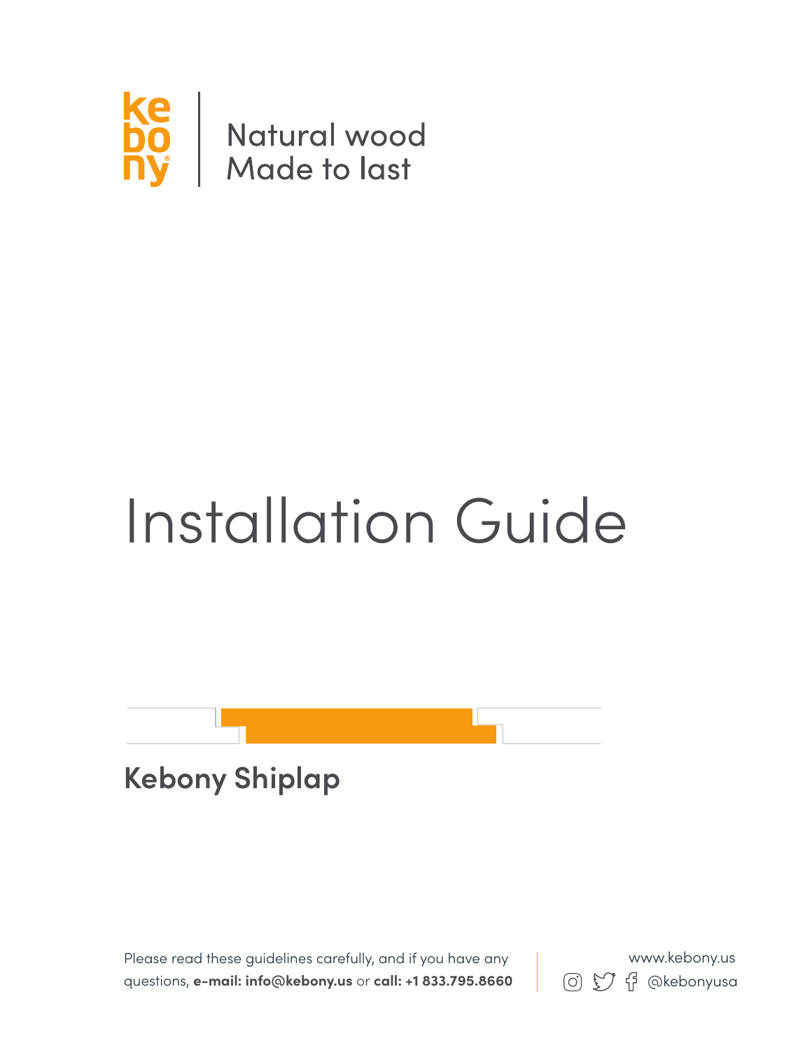kebony

Natural wood
Made to last

# Installation Guide

## Kebony Shiplap

Please read these guidelines carefully, and if you have any questions, **e-mail: info@kebony.us** or **call: +1 833.795.8660**

www.kebony.us

@kebonyusa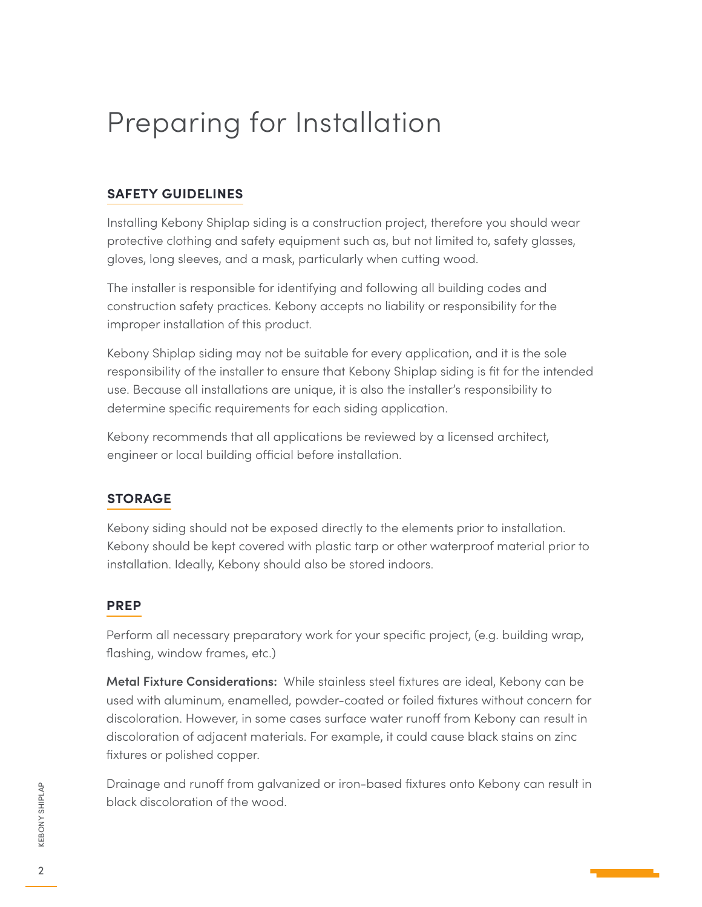# Preparing for Installation

## SAFETY GUIDELINES

Installing Kebony Shiplap siding is a construction project, therefore you should wear protective clothing and safety equipment such as, but not limited to, safety glasses, gloves, long sleeves, and a mask, particularly when cutting wood.

The installer is responsible for identifying and following all building codes and construction safety practices. Kebony accepts no liability or responsibility for the improper installation of this product.

Kebony Shiplap siding may not be suitable for every application, and it is the sole responsibility of the installer to ensure that Kebony Shiplap siding is fit for the intended use. Because all installations are unique, it is also the installer's responsibility to determine specific requirements for each siding application.

Kebony recommends that all applications be reviewed by a licensed architect, engineer or local building official before installation.

## STORAGE

Kebony siding should not be exposed directly to the elements prior to installation. Kebony should be kept covered with plastic tarp or other waterproof material prior to installation. Ideally, Kebony should also be stored indoors.

## PREP

Perform all necessary preparatory work for your specific project, (e.g. building wrap, flashing, window frames, etc.)

**Metal Fixture Considerations:** While stainless steel fixtures are ideal, Kebony can be used with aluminum, enamelled, powder-coated or foiled fixtures without concern for discoloration. However, in some cases surface water runoff from Kebony can result in discoloration of adjacent materials. For example, it could cause black stains on zinc fixtures or polished copper.

Drainage and runoff from galvanized or iron-based fixtures onto Kebony can result in black discoloration of the wood.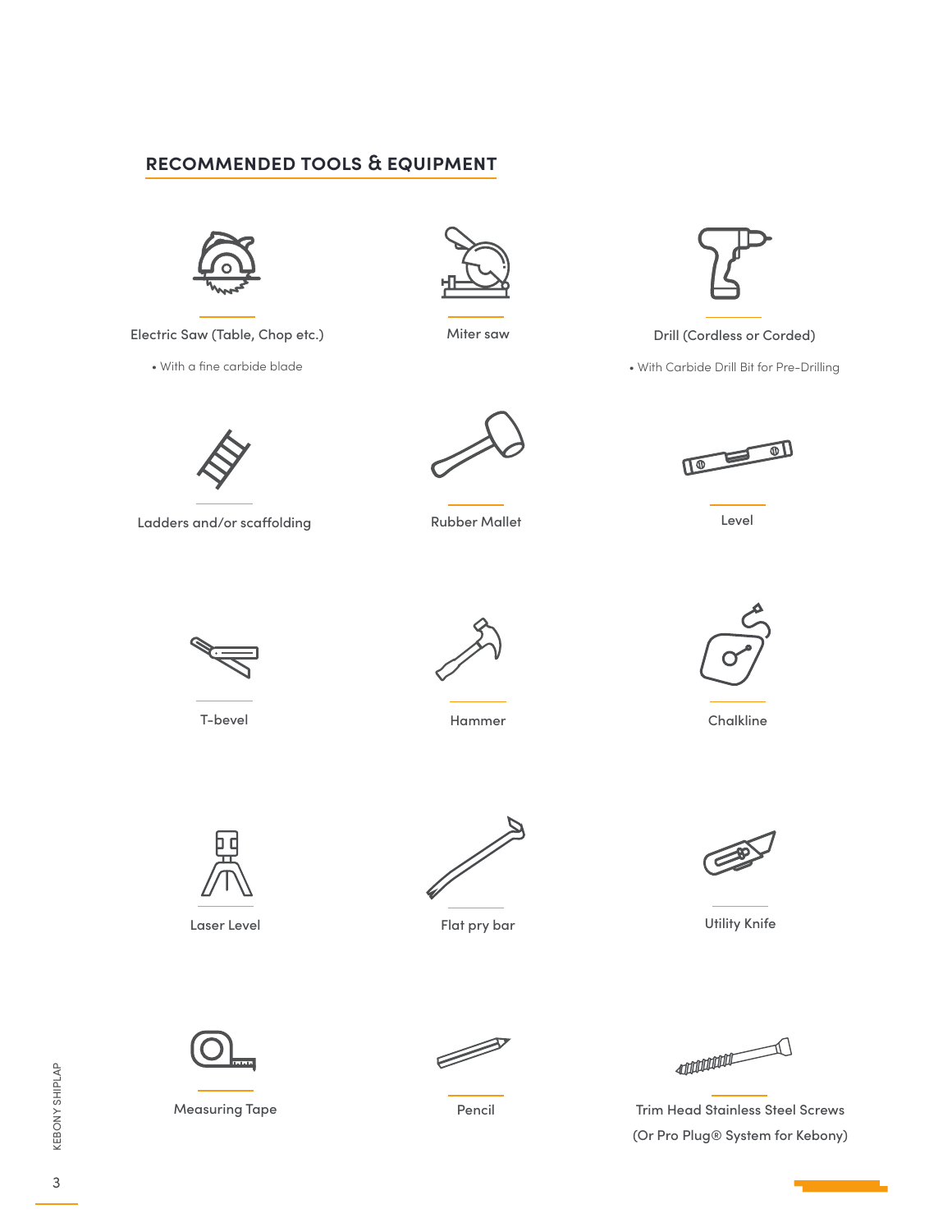## RECOMMENDED TOOLS & EQUIPMENT

- Electric Saw (Table, Chop etc.)
  - With a fine carbide blade
- Miter saw
- Drill (Cordless or Corded)
  - With Carbide Drill Bit for Pre-Drilling
- Ladders and/or scaffolding
- Rubber Mallet
- Level
- T-bevel
- Hammer
- Chalkline
- Laser Level
- Flat pry bar
- Utility Knife
- Measuring Tape
- Pencil
- Trim Head Stainless Steel Screws (Or Pro Plug® System for Kebony)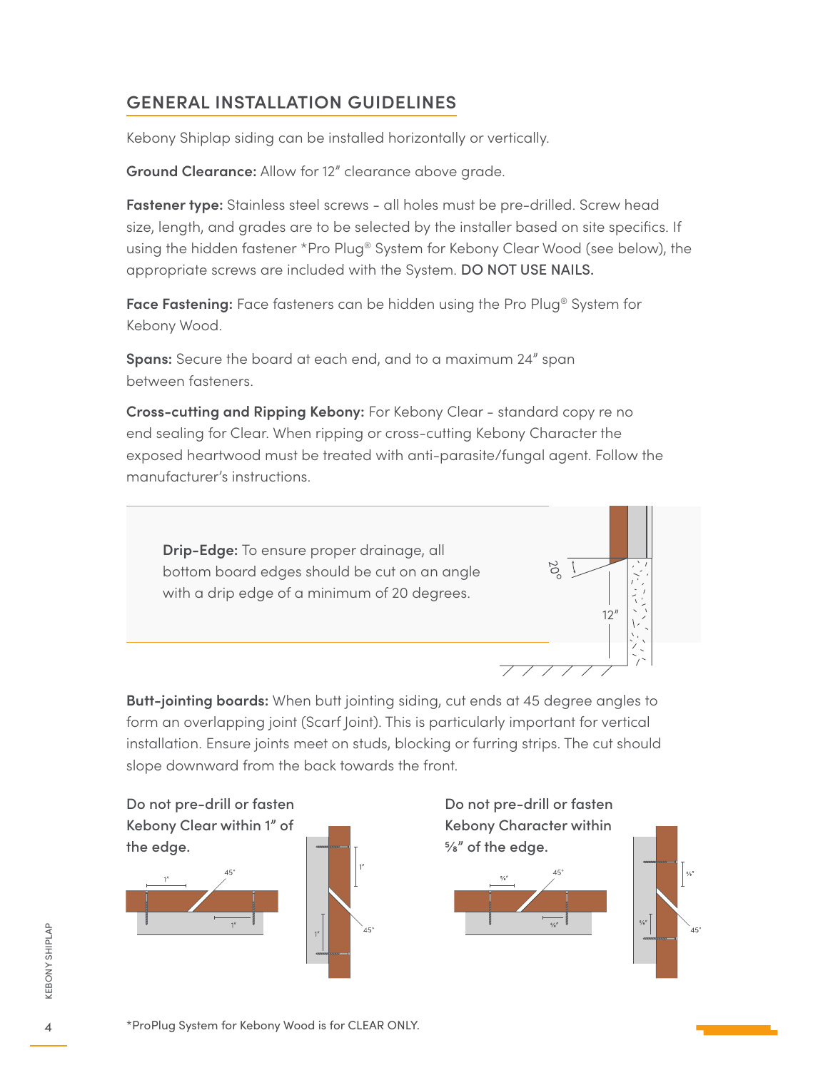## GENERAL INSTALLATION GUIDELINES

Kebony Shiplap siding can be installed horizontally or vertically.

**Ground Clearance:** Allow for 12" clearance above grade.

**Fastener type:** Stainless steel screws - all holes must be pre-drilled. Screw head size, length, and grades are to be selected by the installer based on site specifics. If using the hidden fastener *Pro Plug® System for Kebony Clear Wood (see below), the appropriate screws are included with the System. **DO NOT USE NAILS.**

**Face Fastening:** Face fasteners can be hidden using the Pro Plug® System for Kebony Wood.

**Spans:** Secure the board at each end, and to a maximum 24" span between fasteners.

**Cross-cutting and Ripping Kebony:** For Kebony Clear - standard copy re no end sealing for Clear. When ripping or cross-cutting Kebony Character the exposed heartwood must be treated with anti-parasite/fungal agent. Follow the manufacturer's instructions.

**Drip-Edge:** To ensure proper drainage, all bottom board edges should be cut on an angle with a drip edge of a minimum of 20 degrees.

20°

12"

**Butt-jointing boards:** When butt jointing siding, cut ends at 45 degree angles to form an overlapping joint (Scarf Joint). This is particularly important for vertical installation. Ensure joints meet on studs, blocking or furring strips. The cut should slope downward from the back towards the front.

Do not pre-drill or fasten Kebony Clear within 1" of the edge.

1" 45° 1" 1" 1" 45°

Do not pre-drill or fasten Kebony Character within ⅝" of the edge.

⅝" 45° ⅝" ⅝" ⅝" 45°

*ProPlug System for Kebony Wood is for CLEAR ONLY.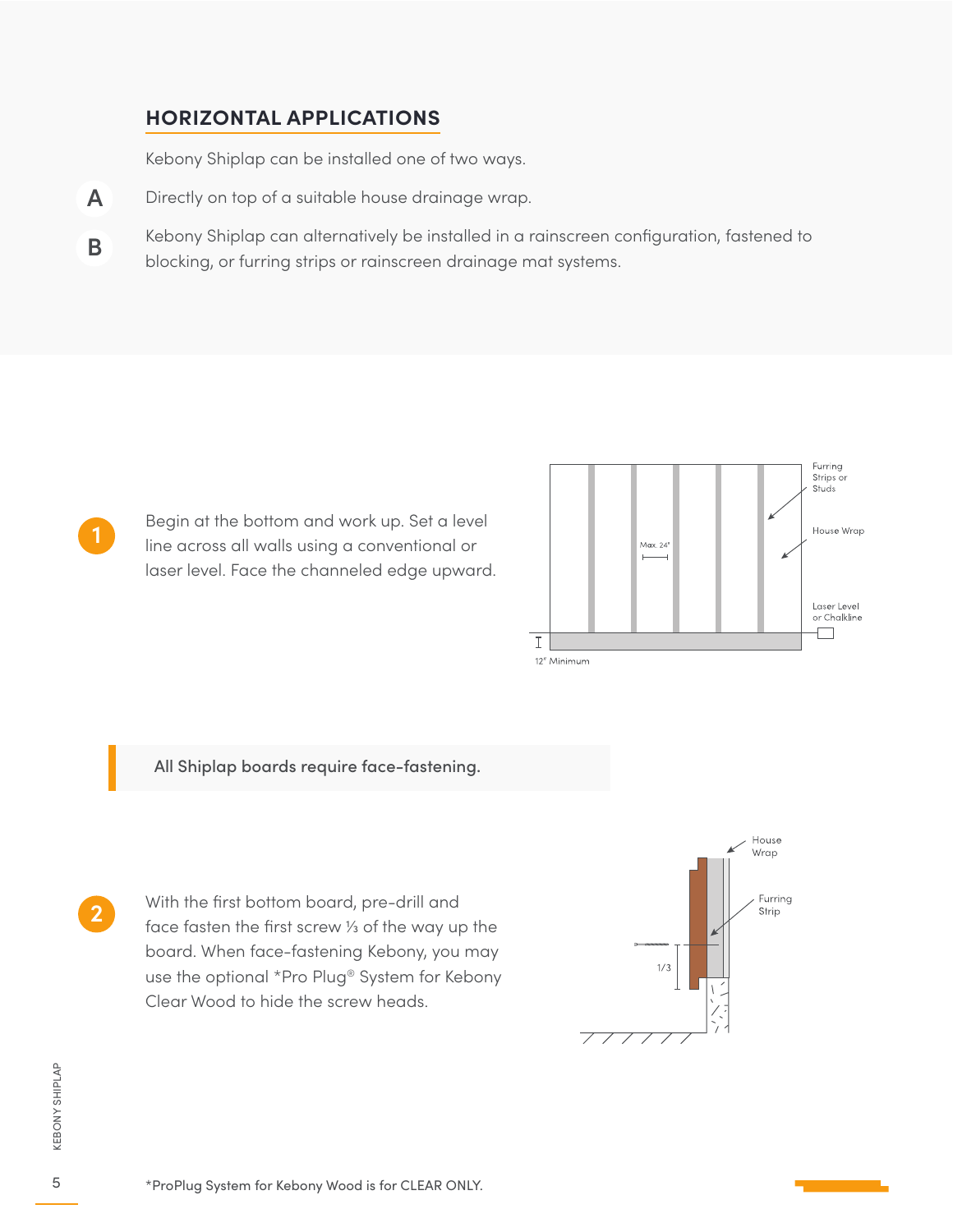## HORIZONTAL APPLICATIONS

Kebony Shiplap can be installed one of two ways.

**A** Directly on top of a suitable house drainage wrap.

**B** Kebony Shiplap can alternatively be installed in a rainscreen configuration, fastened to blocking, or furring strips or rainscreen drainage mat systems.

**1** Begin at the bottom and work up. Set a level line across all walls using a conventional or laser level. Face the channeled edge upward.

Furring Strips or Studs

House Wrap

Max. 24"

Laser Level or Chalkline

12" Minimum

> **All Shiplap boards require face-fastening.**

**2** With the first bottom board, pre-drill and face fasten the first screw ⅓ of the way up the board. When face-fastening Kebony, you may use the optional *Pro Plug® System for Kebony Clear Wood to hide the screw heads.

House Wrap

Furring Strip

1/3

*ProPlug System for Kebony Wood is for CLEAR ONLY.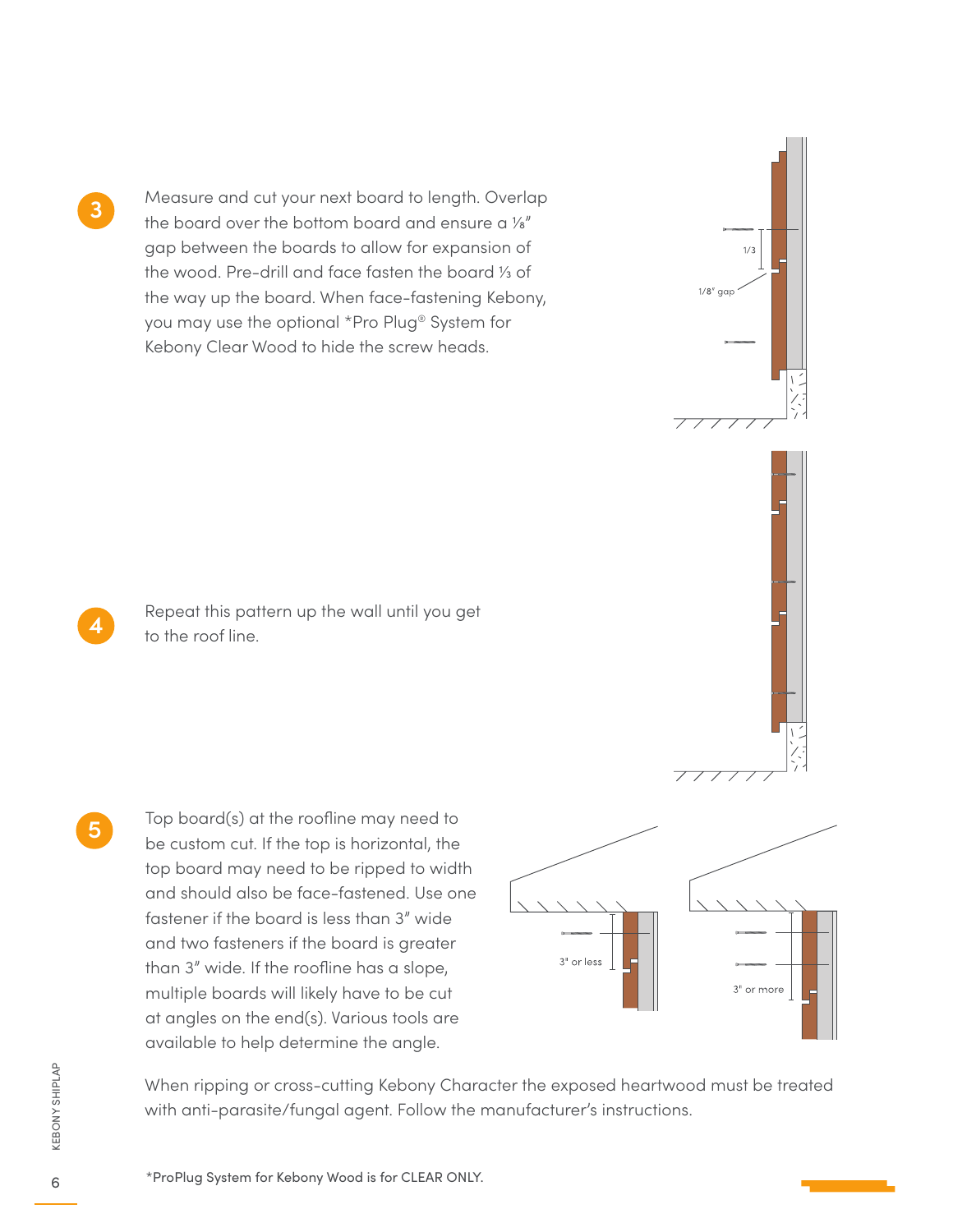3. Measure and cut your next board to length. Overlap the board over the bottom board and ensure a ⅛" gap between the boards to allow for expansion of the wood. Pre-drill and face fasten the board ⅓ of the way up the board. When face-fastening Kebony, you may use the optional *Pro Plug® System for Kebony Clear Wood to hide the screw heads.

1/3

1/8" gap

4. Repeat this pattern up the wall until you get to the roof line.

5. Top board(s) at the roofline may need to be custom cut. If the top is horizontal, the top board may need to be ripped to width and should also be face-fastened. Use one fastener if the board is less than 3" wide and two fasteners if the board is greater than 3" wide. If the roofline has a slope, multiple boards will likely have to be cut at angles on the end(s). Various tools are available to help determine the angle.

3" or less

3" or more

When ripping or cross-cutting Kebony Character the exposed heartwood must be treated with anti-parasite/fungal agent. Follow the manufacturer's instructions.

*ProPlug System for Kebony Wood is for CLEAR ONLY.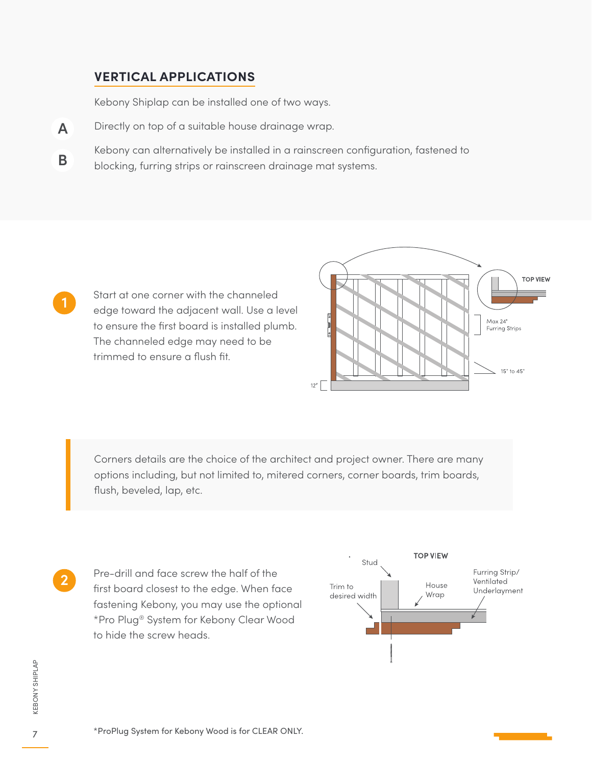## VERTICAL APPLICATIONS

Kebony Shiplap can be installed one of two ways.

**A** Directly on top of a suitable house drainage wrap.

**B** Kebony can alternatively be installed in a rainscreen configuration, fastened to blocking, furring strips or rainscreen drainage mat systems.

**1** Start at one corner with the channeled edge toward the adjacent wall. Use a level to ensure the first board is installed plumb. The channeled edge may need to be trimmed to ensure a flush fit.

TOP VIEW

Max 24" Furring Strips

15° to 45°

12"

> Corners details are the choice of the architect and project owner. There are many options including, but not limited to, mitered corners, corner boards, trim boards, flush, beveled, lap, etc.

**2** Pre-drill and face screw the half of the first board closest to the edge. When face fastening Kebony, you may use the optional *Pro Plug® System for Kebony Clear Wood to hide the screw heads.

TOP VIEW

Stud

Trim to desired width

House Wrap

Furring Strip/ Ventilated Underlayment

*ProPlug System for Kebony Wood is for CLEAR ONLY.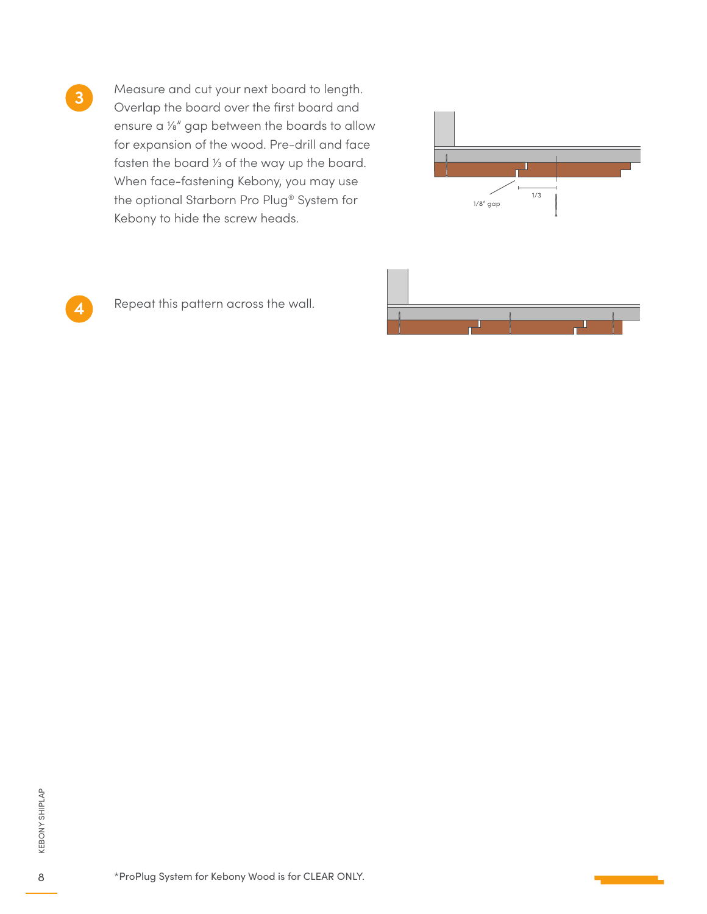3. Measure and cut your next board to length. Overlap the board over the first board and ensure a ⅛" gap between the boards to allow for expansion of the wood. Pre-drill and face fasten the board ⅓ of the way up the board. When face-fastening Kebony, you may use the optional Starborn Pro Plug® System for Kebony to hide the screw heads.

1/3

1/8" gap

4. Repeat this pattern across the wall.

*ProPlug System for Kebony Wood is for CLEAR ONLY.